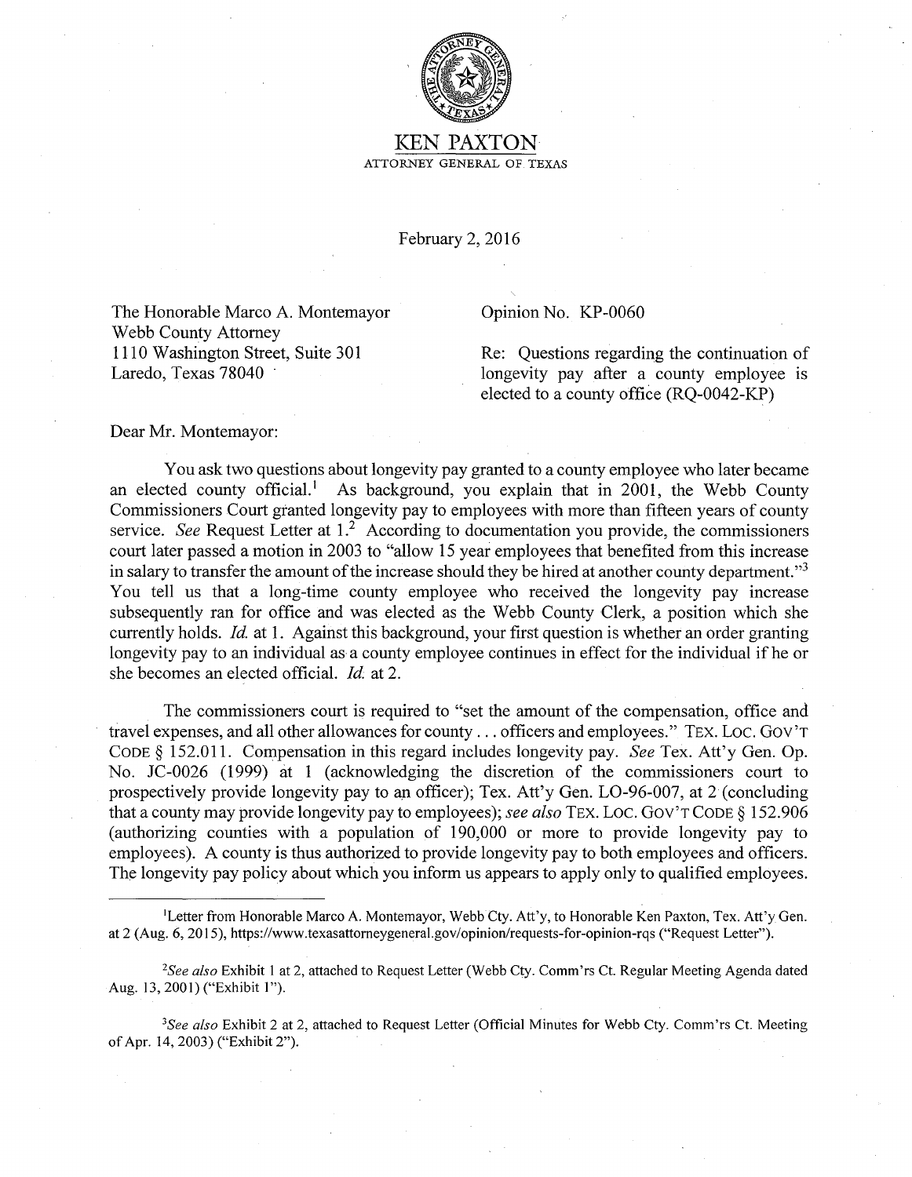# KEN PAXTON

ATTORNEY GENERAL OF TEXAS

February 2, 2016

The Honorable Marco A. Montemayor
Webb County Attorney
1110 Washington Street, Suite 301
Laredo, Texas 78040

Opinion No. KP-0060

Re: Questions regarding the continuation of longevity pay after a county employee is elected to a county office (RQ-0042-KP)

Dear Mr. Montemayor:

You ask two questions about longevity pay granted to a county employee who later became an elected county official.[1] As background, you explain that in 2001, the Webb County Commissioners Court granted longevity pay to employees with more than fifteen years of county service. *See* Request Letter at 1.[2] According to documentation you provide, the commissioners court later passed a motion in 2003 to "allow 15 year employees that benefited from this increase in salary to transfer the amount of the increase should they be hired at another county department."[3] You tell us that a long-time county employee who received the longevity pay increase subsequently ran for office and was elected as the Webb County Clerk, a position which she currently holds. *Id.* at 1. Against this background, your first question is whether an order granting longevity pay to an individual as a county employee continues in effect for the individual if he or she becomes an elected official. *Id.* at 2.

The commissioners court is required to "set the amount of the compensation, office and travel expenses, and all other allowances for county . . . officers and employees." TEX. LOC. GOV'T CODE § 152.011. Compensation in this regard includes longevity pay. *See* Tex. Att'y Gen. Op. No. JC-0026 (1999) at 1 (acknowledging the discretion of the commissioners court to prospectively provide longevity pay to an officer); Tex. Att'y Gen. LO-96-007, at 2 (concluding that a county may provide longevity pay to employees); *see also* TEX. LOC. GOV'T CODE § 152.906 (authorizing counties with a population of 190,000 or more to provide longevity pay to employees). A county is thus authorized to provide longevity pay to both employees and officers. The longevity pay policy about which you inform us appears to apply only to qualified employees.

---

[1] Letter from Honorable Marco A. Montemayor, Webb Cty. Att'y, to Honorable Ken Paxton, Tex. Att'y Gen. at 2 (Aug. 6, 2015), https://www.texasattorneygeneral.gov/opinion/requests-for-opinion-rqs ("Request Letter").

[2] *See also* Exhibit 1 at 2, attached to Request Letter (Webb Cty. Comm'rs Ct. Regular Meeting Agenda dated Aug. 13, 2001) ("Exhibit 1").

[3] *See also* Exhibit 2 at 2, attached to Request Letter (Official Minutes for Webb Cty. Comm'rs Ct. Meeting of Apr. 14, 2003) ("Exhibit 2").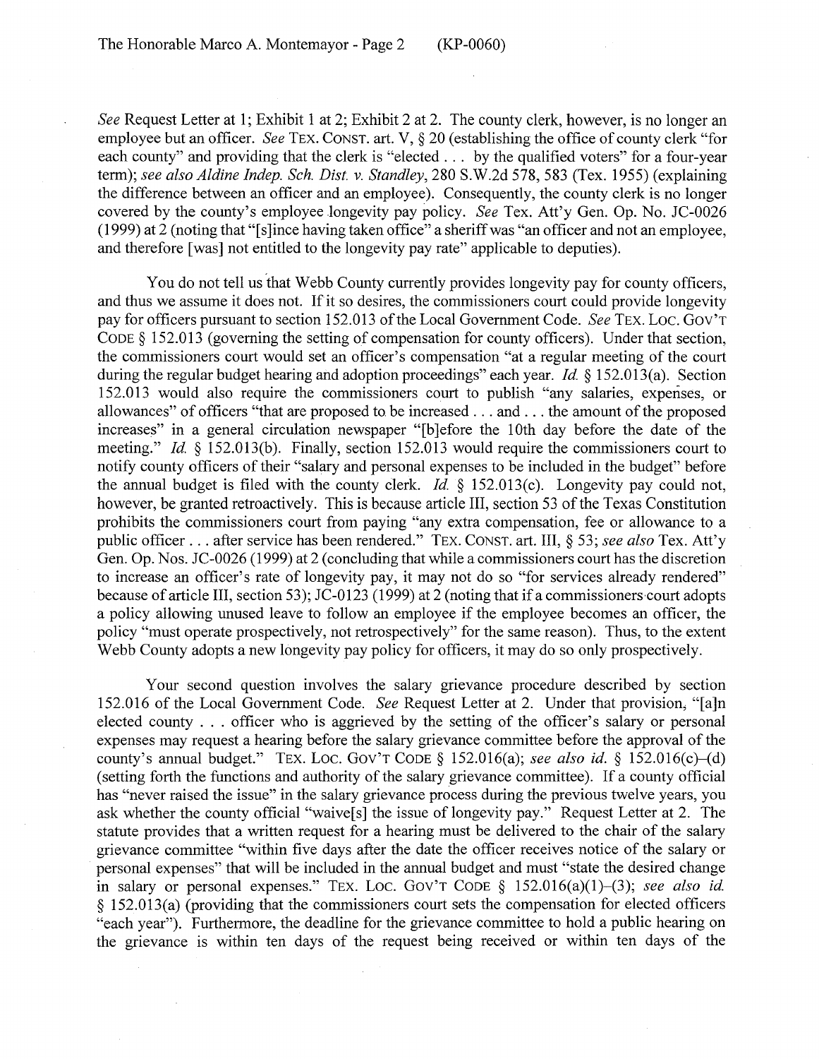*See* Request Letter at 1; Exhibit 1 at 2; Exhibit 2 at 2. The county clerk, however, is no longer an employee but an officer. *See* TEX. CONST. art. V, § 20 (establishing the office of county clerk "for each county" and providing that the clerk is "elected . . . by the qualified voters" for a four-year term); *see also Aldine Indep. Sch. Dist. v. Standley*, 280 S.W.2d 578, 583 (Tex. 1955) (explaining the difference between an officer and an employee). Consequently, the county clerk is no longer covered by the county's employee longevity pay policy. *See* Tex. Att'y Gen. Op. No. JC-0026 (1999) at 2 (noting that "[s]ince having taken office" a sheriff was "an officer and not an employee, and therefore [was] not entitled to the longevity pay rate" applicable to deputies).

You do not tell us that Webb County currently provides longevity pay for county officers, and thus we assume it does not. If it so desires, the commissioners court could provide longevity pay for officers pursuant to section 152.013 of the Local Government Code. *See* TEX. LOC. GOV'T CODE § 152.013 (governing the setting of compensation for county officers). Under that section, the commissioners court would set an officer's compensation "at a regular meeting of the court during the regular budget hearing and adoption proceedings" each year. *Id.* § 152.013(a). Section 152.013 would also require the commissioners court to publish "any salaries, expenses, or allowances" of officers "that are proposed to be increased . . . and . . . the amount of the proposed increases" in a general circulation newspaper "[b]efore the 10th day before the date of the meeting." *Id.* § 152.013(b). Finally, section 152.013 would require the commissioners court to notify county officers of their "salary and personal expenses to be included in the budget" before the annual budget is filed with the county clerk. *Id.* § 152.013(c). Longevity pay could not, however, be granted retroactively. This is because article III, section 53 of the Texas Constitution prohibits the commissioners court from paying "any extra compensation, fee or allowance to a public officer . . . after service has been rendered." TEX. CONST. art. III, § 53; *see also* Tex. Att'y Gen. Op. Nos. JC-0026 (1999) at 2 (concluding that while a commissioners court has the discretion to increase an officer's rate of longevity pay, it may not do so "for services already rendered" because of article III, section 53); JC-0123 (1999) at 2 (noting that if a commissioners court adopts a policy allowing unused leave to follow an employee if the employee becomes an officer, the policy "must operate prospectively, not retrospectively" for the same reason). Thus, to the extent Webb County adopts a new longevity pay policy for officers, it may do so only prospectively.

Your second question involves the salary grievance procedure described by section 152.016 of the Local Government Code. *See* Request Letter at 2. Under that provision, "[a]n elected county . . . officer who is aggrieved by the setting of the officer's salary or personal expenses may request a hearing before the salary grievance committee before the approval of the county's annual budget." TEX. LOC. GOV'T CODE § 152.016(a); *see also id.* § 152.016(c)–(d) (setting forth the functions and authority of the salary grievance committee). If a county official has "never raised the issue" in the salary grievance process during the previous twelve years, you ask whether the county official "waive[s] the issue of longevity pay." Request Letter at 2. The statute provides that a written request for a hearing must be delivered to the chair of the salary grievance committee "within five days after the date the officer receives notice of the salary or personal expenses" that will be included in the annual budget and must "state the desired change in salary or personal expenses." TEX. LOC. GOV'T CODE § 152.016(a)(1)–(3); *see also id.* § 152.013(a) (providing that the commissioners court sets the compensation for elected officers "each year"). Furthermore, the deadline for the grievance committee to hold a public hearing on the grievance is within ten days of the request being received or within ten days of the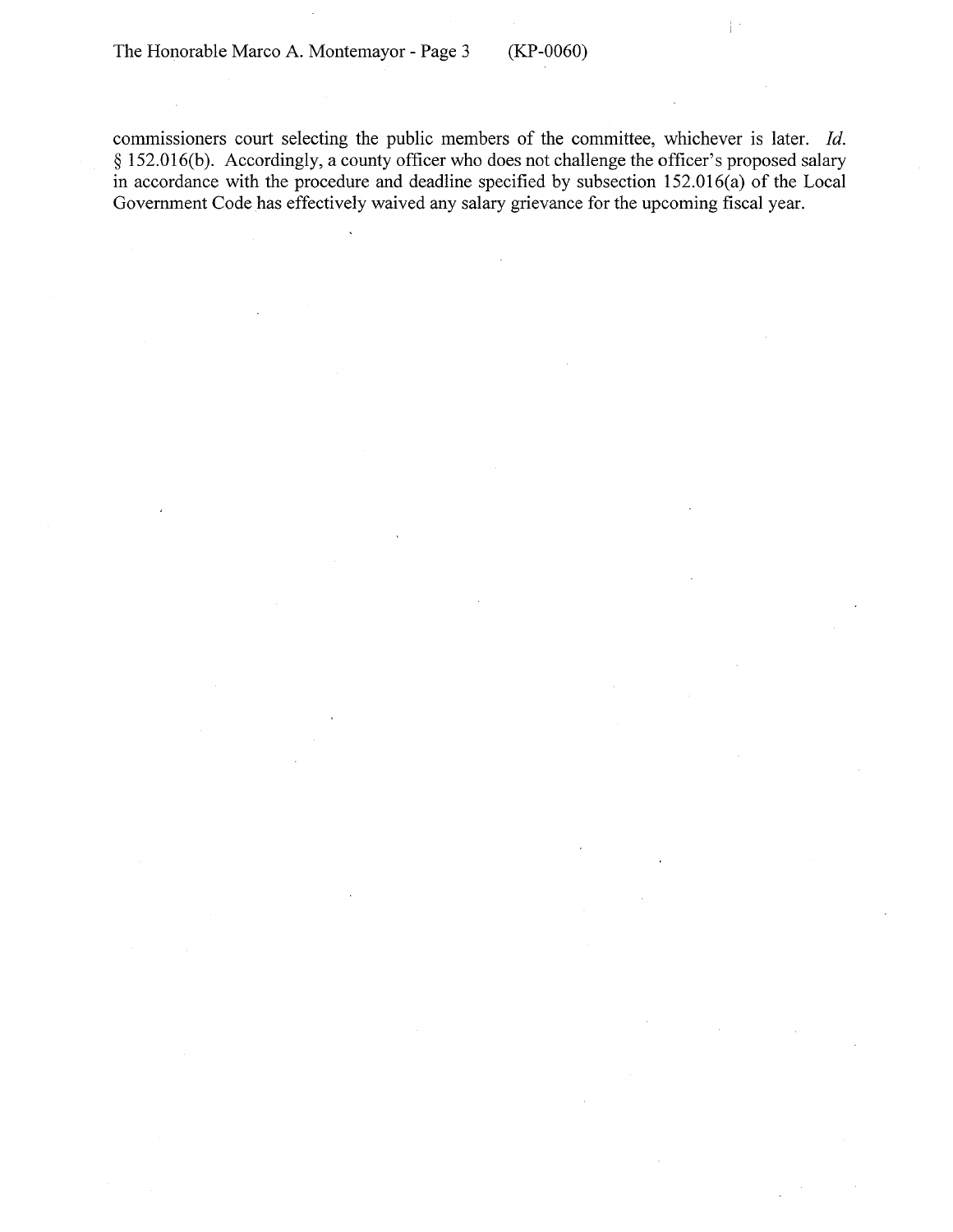commissioners court selecting the public members of the committee, whichever is later. *Id.* § 152.016(b). Accordingly, a county officer who does not challenge the officer's proposed salary in accordance with the procedure and deadline specified by subsection 152.016(a) of the Local Government Code has effectively waived any salary grievance for the upcoming fiscal year.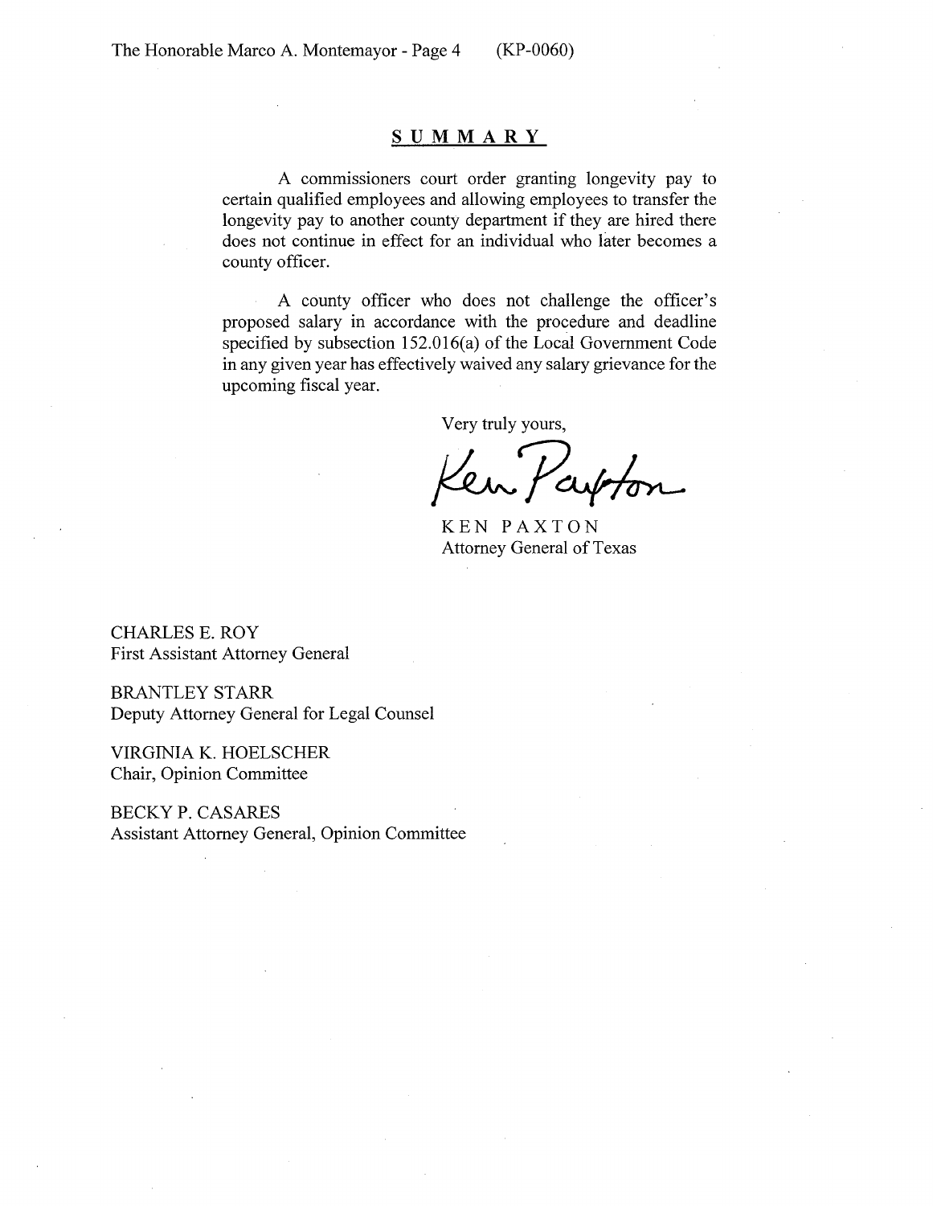## SUMMARY

A commissioners court order granting longevity pay to certain qualified employees and allowing employees to transfer the longevity pay to another county department if they are hired there does not continue in effect for an individual who later becomes a county officer.

A county officer who does not challenge the officer's proposed salary in accordance with the procedure and deadline specified by subsection 152.016(a) of the Local Government Code in any given year has effectively waived any salary grievance for the upcoming fiscal year.

Very truly yours,

Ken Paxton

KEN PAXTON
Attorney General of Texas

CHARLES E. ROY
First Assistant Attorney General

BRANTLEY STARR
Deputy Attorney General for Legal Counsel

VIRGINIA K. HOELSCHER
Chair, Opinion Committee

BECKY P. CASARES
Assistant Attorney General, Opinion Committee